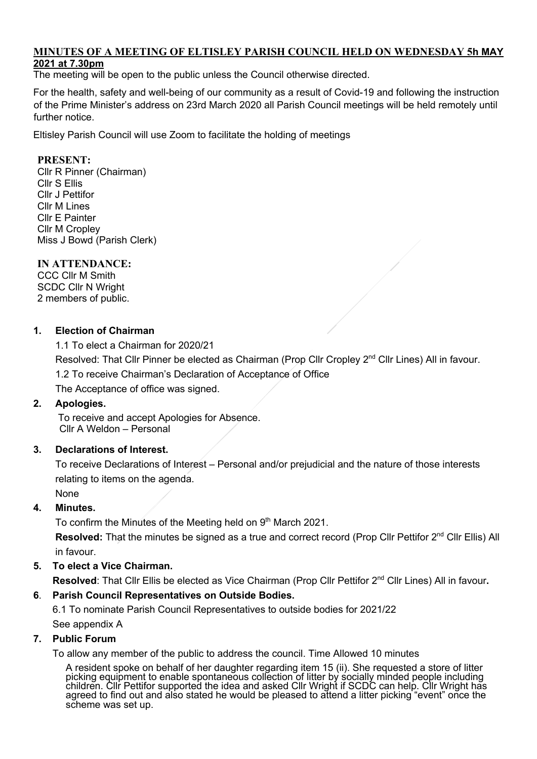# MINUTES OF A MEETING OF ELTISLEY PARISH COUNCIL HELD ON WEDNESDAY 5h MAY 2021 at 7.30pm

The meeting will be open to the public unless the Council otherwise directed.

For the health, safety and well-being of our community as a result of Covid-19 and following the instruction of the Prime Minister's address on 23rd March 2020 all Parish Council meetings will be held remotely until further notice.

Eltisley Parish Council will use Zoom to facilitate the holding of meetings

**PRESENT:**
Cllr R Pinner (Chairman)
Cllr S Ellis
Cllr J Pettifor
Cllr M Lines
Cllr E Painter
Cllr M Cropley
Miss J Bowd (Parish Clerk)

**IN ATTENDANCE:**
CCC Cllr M Smith
SCDC Cllr N Wright
2 members of public.

## 1. Election of Chairman

1.1 To elect a Chairman for 2020/21

Resolved: That Cllr Pinner be elected as Chairman (Prop Cllr Cropley 2nd Cllr Lines) All in favour.

1.2 To receive Chairman's Declaration of Acceptance of Office

The Acceptance of office was signed.

## 2. Apologies.

To receive and accept Apologies for Absence.
Cllr A Weldon – Personal

## 3. Declarations of Interest.

To receive Declarations of Interest – Personal and/or prejudicial and the nature of those interests relating to items on the agenda.

None

## 4. Minutes.

To confirm the Minutes of the Meeting held on 9th March 2021.

**Resolved:** That the minutes be signed as a true and correct record (Prop Cllr Pettifor 2nd Cllr Ellis) All in favour.

## 5. To elect a Vice Chairman.

**Resolved**: That Cllr Ellis be elected as Vice Chairman (Prop Cllr Pettifor 2nd Cllr Lines) All in favour**.**

## 6. Parish Council Representatives on Outside Bodies.

6.1 To nominate Parish Council Representatives to outside bodies for 2021/22

See appendix A

## 7. Public Forum

To allow any member of the public to address the council. Time Allowed 10 minutes

A resident spoke on behalf of her daughter regarding item 15 (ii). She requested a store of litter picking equipment to enable spontaneous collection of litter by socially minded people including children. Cllr Pettifor supported the idea and asked Cllr Wright if SCDC can help. Cllr Wright has agreed to find out and also stated he would be pleased to attend a litter picking "event" once the scheme was set up.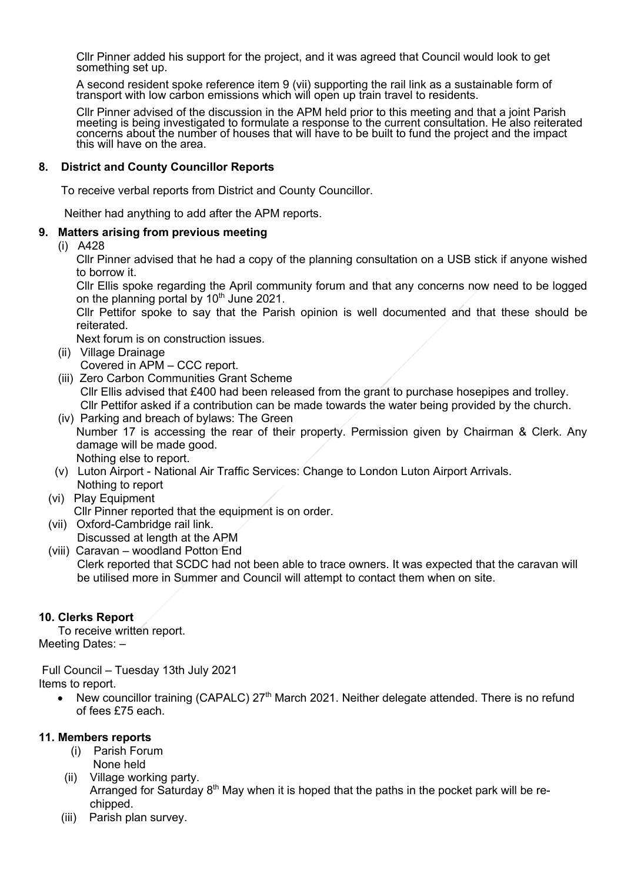Cllr Pinner added his support for the project, and it was agreed that Council would look to get something set up.

A second resident spoke reference item 9 (vii) supporting the rail link as a sustainable form of transport with low carbon emissions which will open up train travel to residents.

Cllr Pinner advised of the discussion in the APM held prior to this meeting and that a joint Parish meeting is being investigated to formulate a response to the current consultation. He also reiterated concerns about the number of houses that will have to be built to fund the project and the impact this will have on the area.

**8. District and County Councillor Reports**

To receive verbal reports from District and County Councillor.

Neither had anything to add after the APM reports.

**9. Matters arising from previous meeting**

(i) A428

Cllr Pinner advised that he had a copy of the planning consultation on a USB stick if anyone wished to borrow it.

Cllr Ellis spoke regarding the April community forum and that any concerns now need to be logged on the planning portal by 10th June 2021.

Cllr Pettifor spoke to say that the Parish opinion is well documented and that these should be reiterated.

Next forum is on construction issues.

(ii) Village Drainage

Covered in APM – CCC report.

(iii) Zero Carbon Communities Grant Scheme

Cllr Ellis advised that £400 had been released from the grant to purchase hosepipes and trolley.

Cllr Pettifor asked if a contribution can be made towards the water being provided by the church.

(iv) Parking and breach of bylaws: The Green

Number 17 is accessing the rear of their property. Permission given by Chairman & Clerk. Any damage will be made good.

Nothing else to report.

(v) Luton Airport - National Air Traffic Services: Change to London Luton Airport Arrivals.

Nothing to report

(vi) Play Equipment

Cllr Pinner reported that the equipment is on order.

(vii) Oxford-Cambridge rail link.

Discussed at length at the APM

(viii) Caravan – woodland Potton End

Clerk reported that SCDC had not been able to trace owners. It was expected that the caravan will be utilised more in Summer and Council will attempt to contact them when on site.

**10. Clerks Report**

To receive written report.

Meeting Dates: –

Full Council – Tuesday 13th July 2021

Items to report.

- New councillor training (CAPALC) 27th March 2021. Neither delegate attended. There is no refund of fees £75 each.

**11. Members reports**

(i) Parish Forum

None held

(ii) Village working party.

Arranged for Saturday 8th May when it is hoped that the paths in the pocket park will be re-chipped.

(iii) Parish plan survey.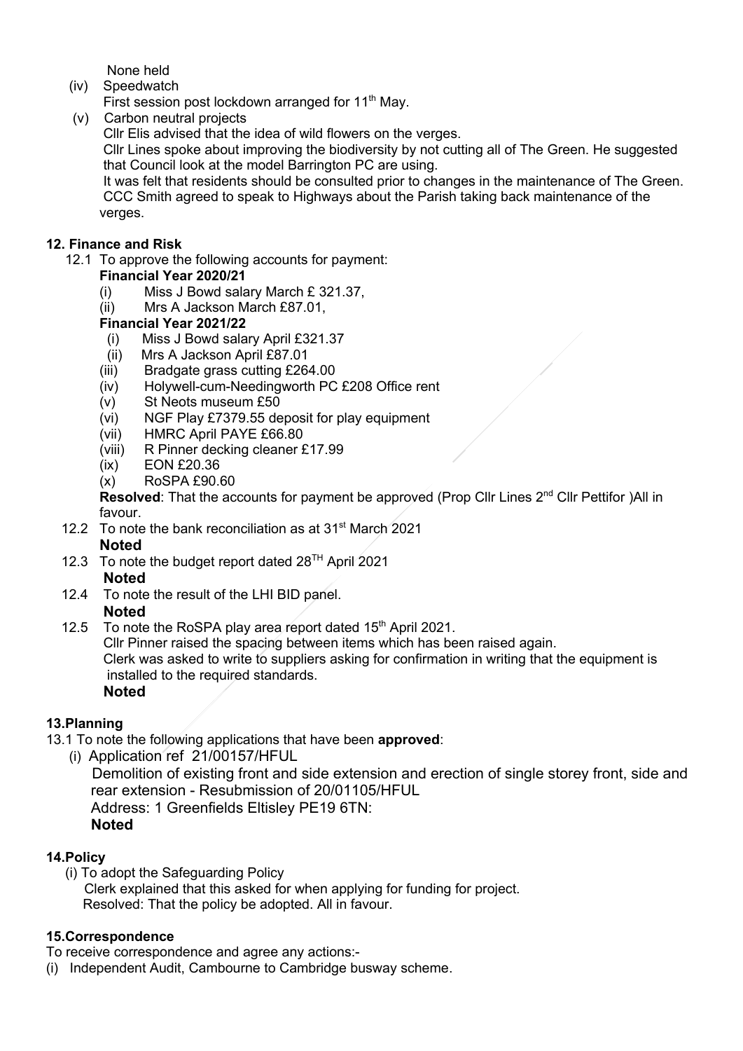None held

(iv) Speedwatch
First session post lockdown arranged for 11th May.

(v) Carbon neutral projects
Cllr Elis advised that the idea of wild flowers on the verges.
Cllr Lines spoke about improving the biodiversity by not cutting all of The Green. He suggested that Council look at the model Barrington PC are using.
It was felt that residents should be consulted prior to changes in the maintenance of The Green.
CCC Smith agreed to speak to Highways about the Parish taking back maintenance of the verges.

## 12. Finance and Risk

12.1 To approve the following accounts for payment:

**Financial Year 2020/21**

(i) Miss J Bowd salary March £ 321.37,
(ii) Mrs A Jackson March £87.01,

**Financial Year 2021/22**

(i) Miss J Bowd salary April £321.37
(ii) Mrs A Jackson April £87.01
(iii) Bradgate grass cutting £264.00
(iv) Holywell-cum-Needingworth PC £208 Office rent
(v) St Neots museum £50
(vi) NGF Play £7379.55 deposit for play equipment
(vii) HMRC April PAYE £66.80
(viii) R Pinner decking cleaner £17.99
(ix) EON £20.36
(x) RoSPA £90.60

**Resolved**: That the accounts for payment be approved (Prop Cllr Lines 2nd Cllr Pettifor )All in favour.

12.2 To note the bank reconciliation as at 31st March 2021
**Noted**

12.3 To note the budget report dated 28TH April 2021
**Noted**

12.4 To note the result of the LHI BID panel.
**Noted**

12.5 To note the RoSPA play area report dated 15th April 2021.
Cllr Pinner raised the spacing between items which has been raised again.
Clerk was asked to write to suppliers asking for confirmation in writing that the equipment is installed to the required standards.
**Noted**

## 13.Planning

13.1 To note the following applications that have been **approved**:

(i) Application ref 21/00157/HFUL
Demolition of existing front and side extension and erection of single storey front, side and rear extension - Resubmission of 20/01105/HFUL
Address: 1 Greenfields Eltisley PE19 6TN:
**Noted**

## 14.Policy

(i) To adopt the Safeguarding Policy
Clerk explained that this asked for when applying for funding for project.
Resolved: That the policy be adopted. All in favour.

## 15.Correspondence

To receive correspondence and agree any actions:-

(i) Independent Audit, Cambourne to Cambridge busway scheme.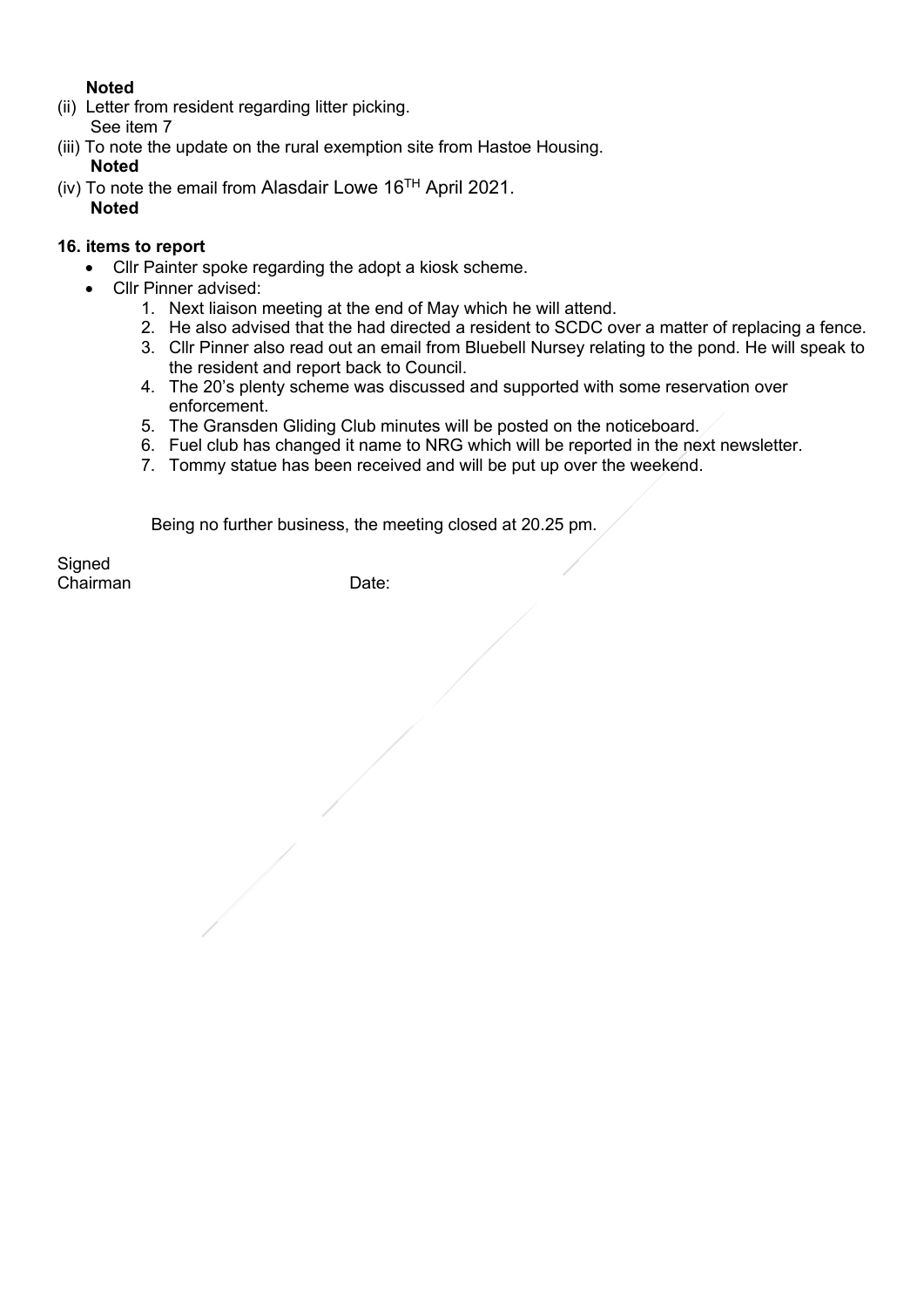**Noted**

(ii) Letter from resident regarding litter picking.
See item 7

(iii) To note the update on the rural exemption site from Hastoe Housing.
**Noted**

(iv) To note the email from Alasdair Lowe 16TH April 2021.
**Noted**

**16. items to report**

- Cllr Painter spoke regarding the adopt a kiosk scheme.
- Cllr Pinner advised:
  1. Next liaison meeting at the end of May which he will attend.
  2. He also advised that the had directed a resident to SCDC over a matter of replacing a fence.
  3. Cllr Pinner also read out an email from Bluebell Nursey relating to the pond. He will speak to the resident and report back to Council.
  4. The 20's plenty scheme was discussed and supported with some reservation over enforcement.
  5. The Gransden Gliding Club minutes will be posted on the noticeboard.
  6. Fuel club has changed it name to NRG which will be reported in the next newsletter.
  7. Tommy statue has been received and will be put up over the weekend.

Being no further business, the meeting closed at 20.25 pm.

Signed
Chairman Date: